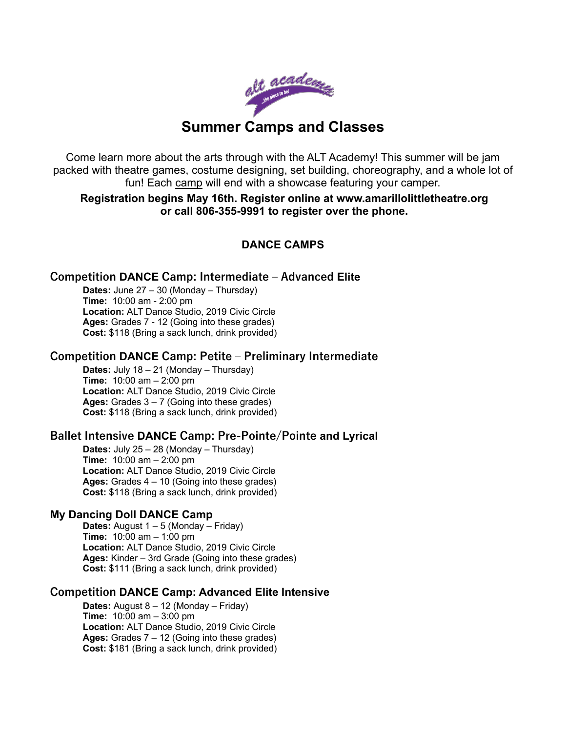alt academy
...the place to be!

# Summer Camps and Classes

Come learn more about the arts through with the ALT Academy! This summer will be jam packed with theatre games, costume designing, set building, choreography, and a whole lot of fun! Each camp will end with a showcase featuring your camper.

**Registration begins May 16th. Register online at www.amarillolittletheatre.org or call 806-355-9991 to register over the phone.**

## DANCE CAMPS

### Competition DANCE Camp: Intermediate – Advanced Elite

**Dates:** June 27 – 30 (Monday – Thursday)
**Time:** 10:00 am - 2:00 pm
**Location:** ALT Dance Studio, 2019 Civic Circle
**Ages:** Grades 7 - 12 (Going into these grades)
**Cost:** $118 (Bring a sack lunch, drink provided)

### Competition DANCE Camp: Petite – Preliminary Intermediate

**Dates:** July 18 – 21 (Monday – Thursday)
**Time:** 10:00 am – 2:00 pm
**Location:** ALT Dance Studio, 2019 Civic Circle
**Ages:** Grades 3 – 7 (Going into these grades)
**Cost:** $118 (Bring a sack lunch, drink provided)

### Ballet Intensive DANCE Camp: Pre-Pointe/Pointe and Lyrical

**Dates:** July 25 – 28 (Monday – Thursday)
**Time:** 10:00 am – 2:00 pm
**Location:** ALT Dance Studio, 2019 Civic Circle
**Ages:** Grades 4 – 10 (Going into these grades)
**Cost:** $118 (Bring a sack lunch, drink provided)

### My Dancing Doll DANCE Camp

**Dates:** August 1 – 5 (Monday – Friday)
**Time:** 10:00 am – 1:00 pm
**Location:** ALT Dance Studio, 2019 Civic Circle
**Ages:** Kinder – 3rd Grade (Going into these grades)
**Cost:** $111 (Bring a sack lunch, drink provided)

### Competition DANCE Camp: Advanced Elite Intensive

**Dates:** August 8 – 12 (Monday – Friday)
**Time:** 10:00 am – 3:00 pm
**Location:** ALT Dance Studio, 2019 Civic Circle
**Ages:** Grades 7 – 12 (Going into these grades)
**Cost:** $181 (Bring a sack lunch, drink provided)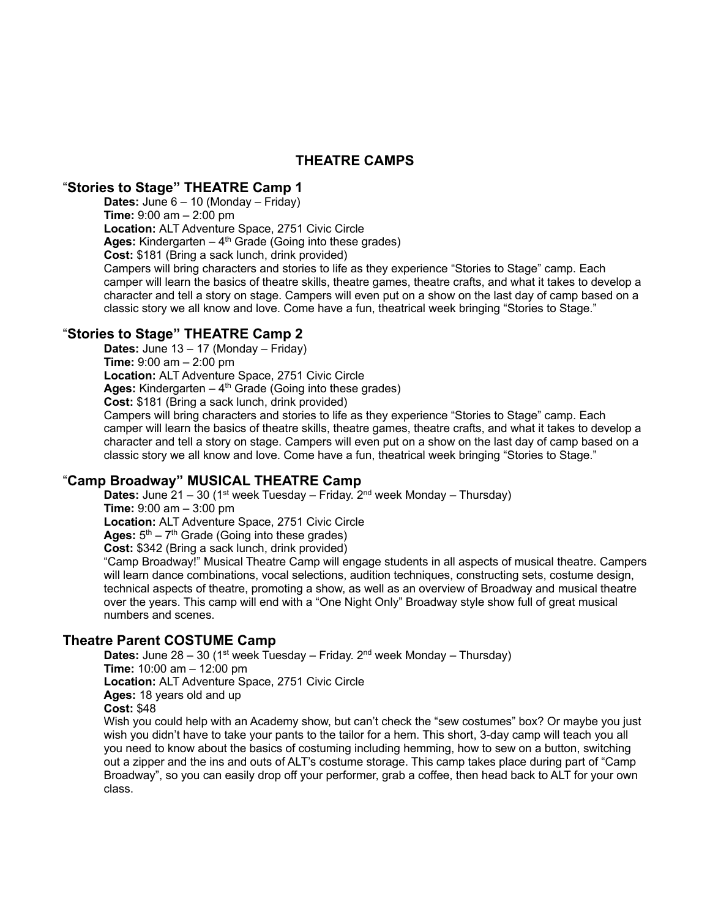## THEATRE CAMPS

### "Stories to Stage" THEATRE Camp 1

**Dates:** June 6 – 10 (Monday – Friday)
**Time:** 9:00 am – 2:00 pm
**Location:** ALT Adventure Space, 2751 Civic Circle
**Ages:** Kindergarten – 4th Grade (Going into these grades)
**Cost:** $181 (Bring a sack lunch, drink provided)

Campers will bring characters and stories to life as they experience "Stories to Stage" camp. Each camper will learn the basics of theatre skills, theatre games, theatre crafts, and what it takes to develop a character and tell a story on stage. Campers will even put on a show on the last day of camp based on a classic story we all know and love. Come have a fun, theatrical week bringing "Stories to Stage."

### "Stories to Stage" THEATRE Camp 2

**Dates:** June 13 – 17 (Monday – Friday)
**Time:** 9:00 am – 2:00 pm
**Location:** ALT Adventure Space, 2751 Civic Circle
**Ages:** Kindergarten – 4th Grade (Going into these grades)
**Cost:** $181 (Bring a sack lunch, drink provided)

Campers will bring characters and stories to life as they experience "Stories to Stage" camp. Each camper will learn the basics of theatre skills, theatre games, theatre crafts, and what it takes to develop a character and tell a story on stage. Campers will even put on a show on the last day of camp based on a classic story we all know and love. Come have a fun, theatrical week bringing "Stories to Stage."

### "Camp Broadway" MUSICAL THEATRE Camp

**Dates:** June 21 – 30 (1st week Tuesday – Friday. 2nd week Monday – Thursday)
**Time:** 9:00 am – 3:00 pm
**Location:** ALT Adventure Space, 2751 Civic Circle
**Ages:** 5th – 7th Grade (Going into these grades)
**Cost:** $342 (Bring a sack lunch, drink provided)

"Camp Broadway!" Musical Theatre Camp will engage students in all aspects of musical theatre. Campers will learn dance combinations, vocal selections, audition techniques, constructing sets, costume design, technical aspects of theatre, promoting a show, as well as an overview of Broadway and musical theatre over the years. This camp will end with a "One Night Only" Broadway style show full of great musical numbers and scenes.

### Theatre Parent COSTUME Camp

**Dates:** June 28 – 30 (1st week Tuesday – Friday. 2nd week Monday – Thursday)
**Time:** 10:00 am – 12:00 pm
**Location:** ALT Adventure Space, 2751 Civic Circle
**Ages:** 18 years old and up
**Cost:** $48

Wish you could help with an Academy show, but can't check the "sew costumes" box? Or maybe you just wish you didn't have to take your pants to the tailor for a hem. This short, 3-day camp will teach you all you need to know about the basics of costuming including hemming, how to sew on a button, switching out a zipper and the ins and outs of ALT's costume storage. This camp takes place during part of "Camp Broadway", so you can easily drop off your performer, grab a coffee, then head back to ALT for your own class.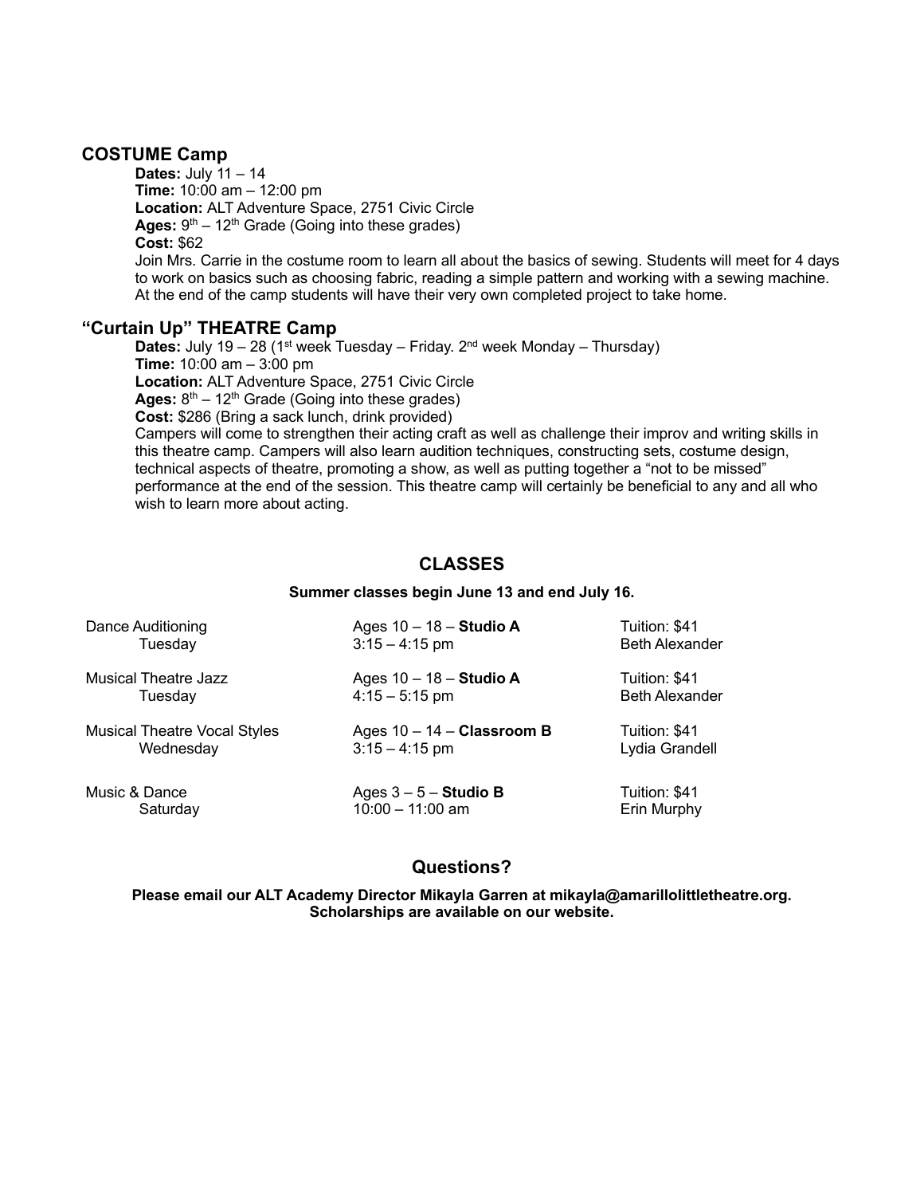## COSTUME Camp

**Dates:** July 11 – 14
**Time:** 10:00 am – 12:00 pm
**Location:** ALT Adventure Space, 2751 Civic Circle
**Ages:** 9th – 12th Grade (Going into these grades)
**Cost:** $62
Join Mrs. Carrie in the costume room to learn all about the basics of sewing. Students will meet for 4 days to work on basics such as choosing fabric, reading a simple pattern and working with a sewing machine. At the end of the camp students will have their very own completed project to take home.

## "Curtain Up" THEATRE Camp

**Dates:** July 19 – 28 (1st week Tuesday – Friday. 2nd week Monday – Thursday)
**Time:** 10:00 am – 3:00 pm
**Location:** ALT Adventure Space, 2751 Civic Circle
**Ages:** 8th – 12th Grade (Going into these grades)
**Cost:** $286 (Bring a sack lunch, drink provided)
Campers will come to strengthen their acting craft as well as challenge their improv and writing skills in this theatre camp. Campers will also learn audition techniques, constructing sets, costume design, technical aspects of theatre, promoting a show, as well as putting together a "not to be missed" performance at the end of the session. This theatre camp will certainly be beneficial to any and all who wish to learn more about acting.

## CLASSES

**Summer classes begin June 13 and end July 16.**

| | | |
|---|---|---|
| Dance Auditioning<br>Tuesday | Ages 10 – 18 – **Studio A**<br>3:15 – 4:15 pm | Tuition: $41<br>Beth Alexander |
| Musical Theatre Jazz<br>Tuesday | Ages 10 – 18 – **Studio A**<br>4:15 – 5:15 pm | Tuition: $41<br>Beth Alexander |
| Musical Theatre Vocal Styles<br>Wednesday | Ages 10 – 14 – **Classroom B**<br>3:15 – 4:15 pm | Tuition: $41<br>Lydia Grandell |
| Music & Dance<br>Saturday | Ages 3 – 5 – **Studio B**<br>10:00 – 11:00 am | Tuition: $41<br>Erin Murphy |

## Questions?

**Please email our ALT Academy Director Mikayla Garren at mikayla@amarillolittletheatre.org.
Scholarships are available on our website.**